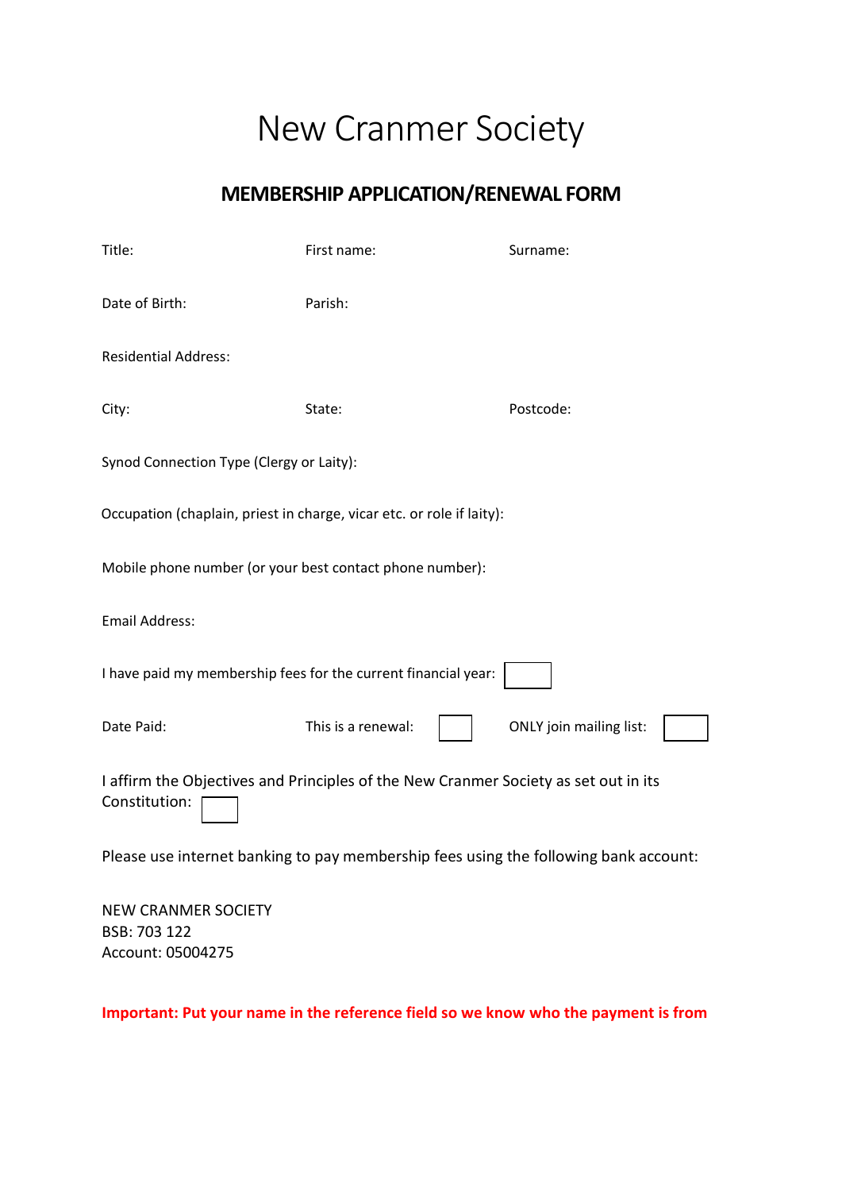# New Cranmer Society

## MEMBERSHIP APPLICATION/RENEWAL FORM

Title: First name: Surname:

Date of Birth: Parish:

Residential Address:

City: State: Postcode:

Synod Connection Type (Clergy or Laity):

Occupation (chaplain, priest in charge, vicar etc. or role if laity):

Mobile phone number (or your best contact phone number):

Email Address:

I have paid my membership fees for the current financial year: ☐

Date Paid: This is a renewal: ☐ ONLY join mailing list: ☐

I affirm the Objectives and Principles of the New Cranmer Society as set out in its Constitution: ☐

Please use internet banking to pay membership fees using the following bank account:

NEW CRANMER SOCIETY  
BSB: 703 122  
Account: 05004275

**Important: Put your name in the reference field so we know who the payment is from**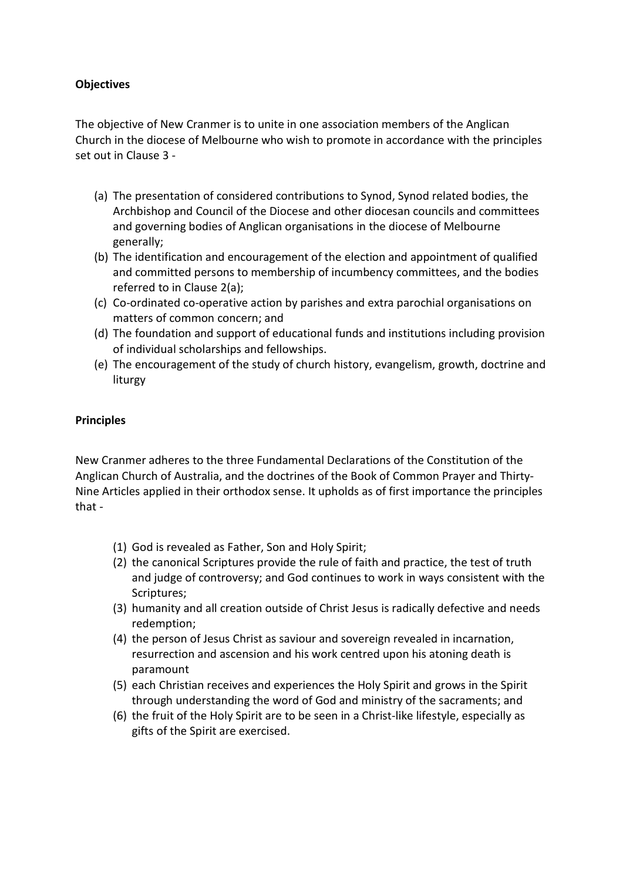**Objectives**

The objective of New Cranmer is to unite in one association members of the Anglican Church in the diocese of Melbourne who wish to promote in accordance with the principles set out in Clause 3 -

(a) The presentation of considered contributions to Synod, Synod related bodies, the Archbishop and Council of the Diocese and other diocesan councils and committees and governing bodies of Anglican organisations in the diocese of Melbourne generally;
(b) The identification and encouragement of the election and appointment of qualified and committed persons to membership of incumbency committees, and the bodies referred to in Clause 2(a);
(c) Co-ordinated co-operative action by parishes and extra parochial organisations on matters of common concern; and
(d) The foundation and support of educational funds and institutions including provision of individual scholarships and fellowships.
(e) The encouragement of the study of church history, evangelism, growth, doctrine and liturgy

**Principles**

New Cranmer adheres to the three Fundamental Declarations of the Constitution of the Anglican Church of Australia, and the doctrines of the Book of Common Prayer and Thirty-Nine Articles applied in their orthodox sense. It upholds as of first importance the principles that -

(1) God is revealed as Father, Son and Holy Spirit;
(2) the canonical Scriptures provide the rule of faith and practice, the test of truth and judge of controversy; and God continues to work in ways consistent with the Scriptures;
(3) humanity and all creation outside of Christ Jesus is radically defective and needs redemption;
(4) the person of Jesus Christ as saviour and sovereign revealed in incarnation, resurrection and ascension and his work centred upon his atoning death is paramount
(5) each Christian receives and experiences the Holy Spirit and grows in the Spirit through understanding the word of God and ministry of the sacraments; and
(6) the fruit of the Holy Spirit are to be seen in a Christ-like lifestyle, especially as gifts of the Spirit are exercised.